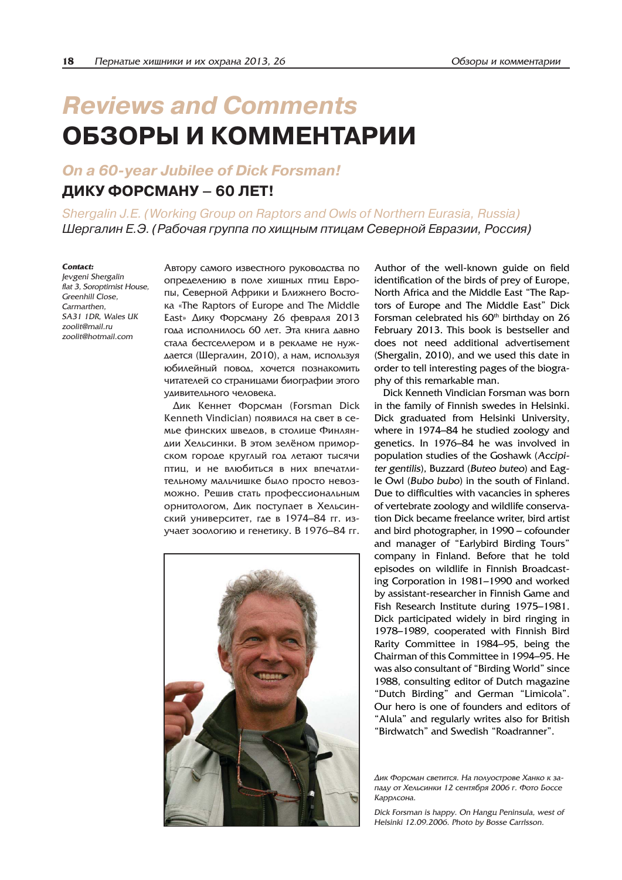# Reviews and Comments

# ОБЗОРЫ И КОММЕНТАРИИ

## On a 60-year Jubilee of Dick Forsman!

## ДИКУ ФОРСМАНУ – 60 ЛЕТ!

*Shergalin J.E. (Working Group on Raptors and Owls of Northern Eurasia, Russia)*

*Шергалин Е.Э. (Рабочая группа по хищным птицам Северной Евразии, Россия)*

***Contact:***
*Jevgeni Shergalin*
*flat 3, Soroptimist House,*
*Greenhill Close,*
*Carmarthen,*
*SA31 1DR, Wales UK*
*zoolit@mail.ru*
*zoolit@hotmail.com*

Автору самого известного руководства по определению в поле хищных птиц Европы, Северной Африки и Ближнего Востока «The Raptors of Europe and The Middle East» Дику Форсману 26 февраля 2013 года исполнилось 60 лет. Эта книга давно стала бестселлером и в рекламе не нуждается (Шергалин, 2010), а нам, используя юбилейный повод, хочется познакомить читателей со страницами биографии этого удивительного человека.

Дик Кеннет Форсман (Forsman Dick Kenneth Vindician) появился на свет в семье финских шведов, в столице Финляндии Хельсинки. В этом зелёном приморском городе круглый год летают тысячи птиц, и не влюбиться в них впечатлительному мальчишке было просто невозможно. Решив стать профессиональным орнитологом, Дик поступает в Хельсинский университет, где в 1974–84 гг. изучает зоологию и генетику. В 1976–84 гг.

Author of the well-known guide on field identification of the birds of prey of Europe, North Africa and the Middle East "The Raptors of Europe and The Middle East" Dick Forsman celebrated his 60th birthday on 26 February 2013. This book is bestseller and does not need additional advertisement (Shergalin, 2010), and we used this date in order to tell interesting pages of the biography of this remarkable man.

Dick Kenneth Vindician Forsman was born in the family of Finnish swedes in Helsinki. Dick graduated from Helsinki University, where in 1974–84 he studied zoology and genetics. In 1976–84 he was involved in population studies of the Goshawk (*Accipiter gentilis*), Buzzard (*Buteo buteo*) and Eagle Owl (*Bubo bubo*) in the south of Finland. Due to difficulties with vacancies in spheres of vertebrate zoology and wildlife conservation Dick became freelance writer, bird artist and bird photographer, in 1990 – cofounder and manager of "Earlybird Birding Tours" company in Finland. Before that he told episodes on wildlife in Finnish Broadcasting Corporation in 1981–1990 and worked by assistant-researcher in Finnish Game and Fish Research Institute during 1975–1981. Dick participated widely in bird ringing in 1978–1989, cooperated with Finnish Bird Rarity Committee in 1984–95, being the Chairman of this Committee in 1994–95. He was also consultant of "Birding World" since 1988, consulting editor of Dutch magazine "Dutch Birding" and German "Limicola". Our hero is one of founders and editors of "Alula" and regularly writes also for British "Birdwatch" and Swedish "Roadranner".

*Дик Форсман светится. На полуострове Ханко к западу от Хельсинки 12 сентября 2006 г. Фото Боссе Карлсона.*

*Dick Forsman is happy. On Hangu Peninsula, west of Helsinki 12.09.2006. Photo by Bosse Carrlsson.*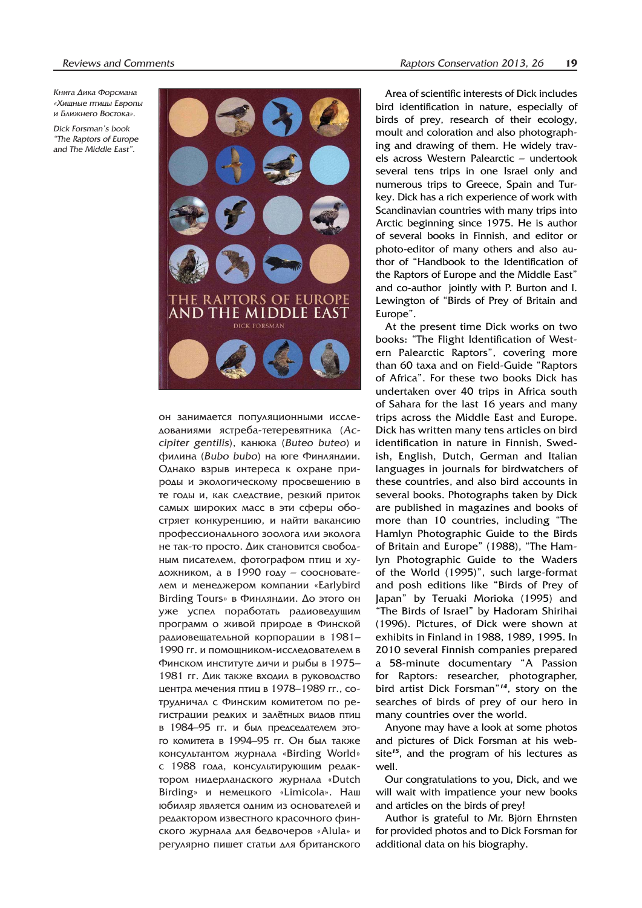Книга Дика Форсмана «Хищные птицы Европы и Ближнего Востока».

Dick Forsman's book "The Raptors of Europe and The Middle East".

он занимается популяционными исследованиями ястреба-тетеревятника (*Accipiter gentilis*), канюка (*Buteo buteo*) и филина (*Bubo bubo*) на юге Финляндии. Однако взрыв интереса к охране природы и экологическому просвещению в те годы и, как следствие, резкий приток самых широких масс в эти сферы обостряет конкуренцию, и найти вакансию профессионального зоолога или эколога не так-то просто. Дик становится свободным писателем, фотографом птиц и художником, а в 1990 году – сооснователем и менеджером компании «Earlybird Birding Tours» в Финляндии. До этого он уже успел поработать радиоведущим программ о живой природе в Финской радиовещательной корпорации в 1981–1990 гг. и помощником-исследователем в Финском институте дичи и рыбы в 1975–1981 гг. Дик также входил в руководство центра мечения птиц в 1978–1989 гг., сотрудничал с Финским комитетом по регистрации редких и залётных видов птиц в 1984–95 гг. и был председателем этого комитета в 1994–95 гг. Он был также консультантом журнала «Birding World» с 1988 года, консультирующим редактором нидерландского журнала «Dutch Birding» и немецкого «Limicola». Наш юбиляр является одним из основателей и редактором известного красочного финского журнала для бедвочеров «Alula» и регулярно пишет статьи для британского

Area of scientific interests of Dick includes bird identification in nature, especially of birds of prey, research of their ecology, moult and coloration and also photographing and drawing of them. He widely travels across Western Palearctic – undertook several tens trips in one Israel only and numerous trips to Greece, Spain and Turkey. Dick has a rich experience of work with Scandinavian countries with many trips into Arctic beginning since 1975. He is author of several books in Finnish, and editor or photo-editor of many others and also author of "Handbook to the Identification of the Raptors of Europe and the Middle East" and co-author jointly with P. Burton and I. Lewington of "Birds of Prey of Britain and Europe".

At the present time Dick works on two books: "The Flight Identification of Western Palearctic Raptors", covering more than 60 taxa and on Field-Guide "Raptors of Africa". For these two books Dick has undertaken over 40 trips in Africa south of Sahara for the last 16 years and many trips across the Middle East and Europe. Dick has written many tens articles on bird identification in nature in Finnish, Swedish, English, Dutch, German and Italian languages in journals for birdwatchers of these countries, and also bird accounts in several books. Photographs taken by Dick are published in magazines and books of more than 10 countries, including "The Hamlyn Photographic Guide to the Birds of Britain and Europe" (1988), "The Hamlyn Photographic Guide to the Waders of the World (1995)", such large-format and posh editions like "Birds of Prey of Japan" by Teruaki Morioka (1995) and "The Birds of Israel" by Hadoram Shirihai (1996). Pictures, of Dick were shown at exhibits in Finland in 1988, 1989, 1995. In 2010 several Finnish companies prepared a 58-minute documentary "A Passion for Raptors: researcher, photographer, bird artist Dick Forsman"[14], story on the searches of birds of prey of our hero in many countries over the world.

Anyone may have a look at some photos and pictures of Dick Forsman at his website[15], and the program of his lectures as well.

Our congratulations to you, Dick, and we will wait with impatience your new books and articles on the birds of prey!

Author is grateful to Mr. Björn Ehrnsten for provided photos and to Dick Forsman for additional data on his biography.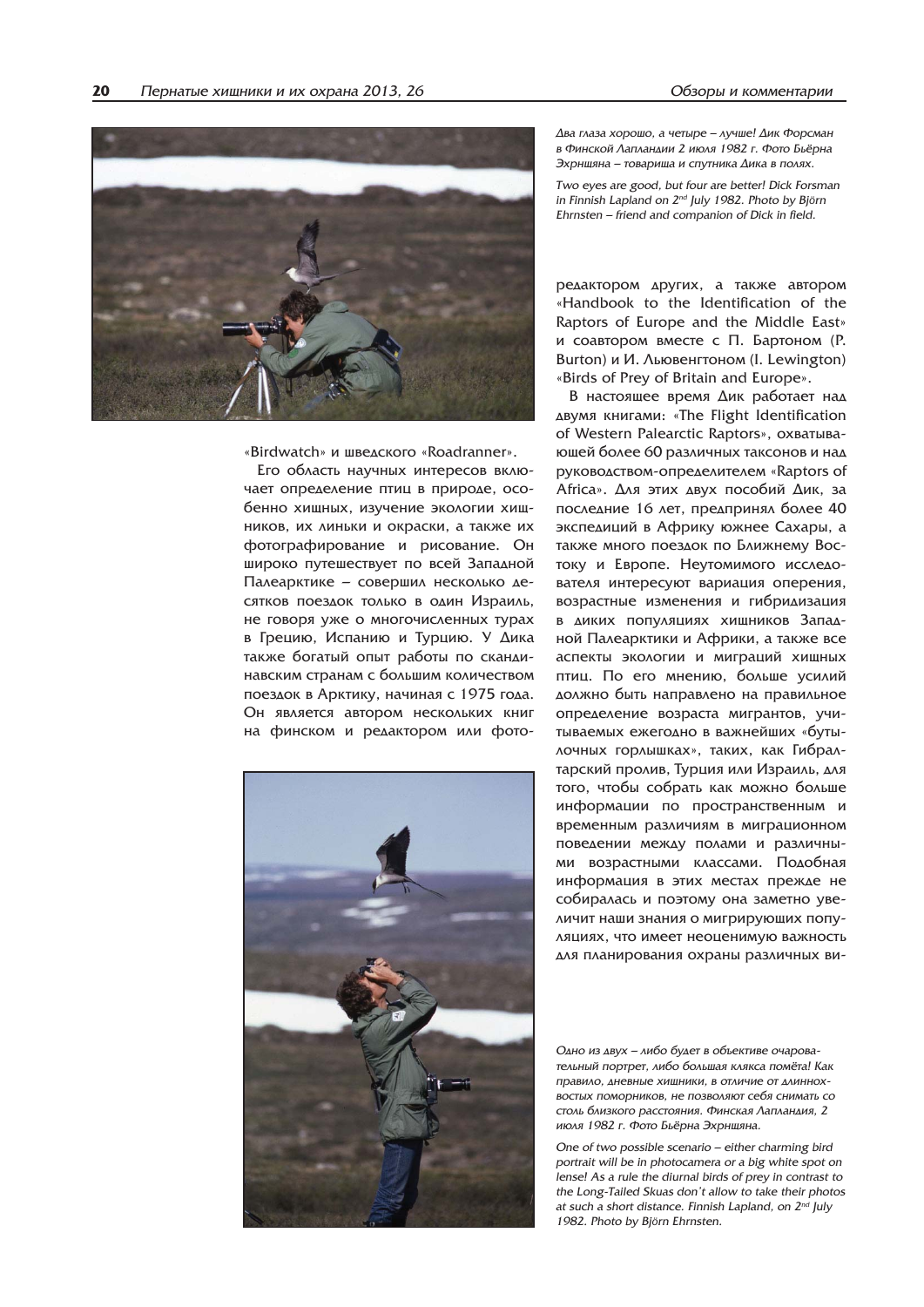Два глаза хорошо, а четыре – лучше! Дик Форсман в Финской Лапландии 2 июля 1982 г. Фото Бьёрна Эхрнщяна – товарища и спутника Дика в полях.

Two eyes are good, but four are better! Dick Forsman in Finnish Lapland on 2nd July 1982. Photo by Björn Ehrnsten – friend and companion of Dick in field.

«Birdwatch» и шведского «Roadranner».

Его область научных интересов включает определение птиц в природе, особенно хищных, изучение экологии хищников, их линьки и окраски, а также их фотографирование и рисование. Он широко путешествует по всей Западной Палеарктике – совершил несколько десятков поездок только в один Израиль, не говоря уже о многочисленных турах в Грецию, Испанию и Турцию. У Дика также богатый опыт работы по скандинавским странам с большим количеством поездок в Арктику, начиная с 1975 года. Он является автором нескольких книг на финском и редактором или фоторедактором других, а также автором «Handbook to the Identification of the Raptors of Europe and the Middle East» и соавтором вместе с П. Бартоном (P. Burton) и И. Льювенгтоном (I. Lewington) «Birds of Prey of Britain and Europe».

В настоящее время Дик работает над двумя книгами: «The Flight Identification of Western Palearctic Raptors», охватывающей более 60 различных таксонов и над руководством-определителем «Raptors of Africa». Для этих двух пособий Дик, за последние 16 лет, предпринял более 40 экспедиций в Африку южнее Сахары, а также много поездок по Ближнему Востоку и Европе. Неутомимого исследователя интересуют вариация оперения, возрастные изменения и гибридизация в диких популяциях хищников Западной Палеарктики и Африки, а также все аспекты экологии и миграций хищных птиц. По его мнению, больше усилий должно быть направлено на правильное определение возраста мигрантов, учитываемых ежегодно в важнейших «бутылочных горлышках», таких, как Гибралтарский пролив, Турция или Израиль, для того, чтобы собрать как можно больше информации по пространственным и временным различиям в миграционном поведении между полами и различными возрастными классами. Подобная информация в этих местах прежде не собиралась и поэтому она заметно увеличит наши знания о мигрирующих популяциях, что имеет неоценимую важность для планирования охраны различных ви-

Одно из двух – либо будет в объективе очаровательный портрет, либо большая клякса помёта! Как правило, дневные хищники, в отличие от длиннохвостых поморников, не позволяют себя снимать со столь близкого расстояния. Финская Лапландия, 2 июля 1982 г. Фото Бьёрна Эхрнщяна.

One of two possible scenario – either charming bird portrait will be in photocamera or a big white spot on lense! As a rule the diurnal birds of prey in contrast to the Long-Tailed Skuas don't allow to take their photos at such a short distance. Finnish Lapland, on 2nd July 1982. Photo by Björn Ehrnsten.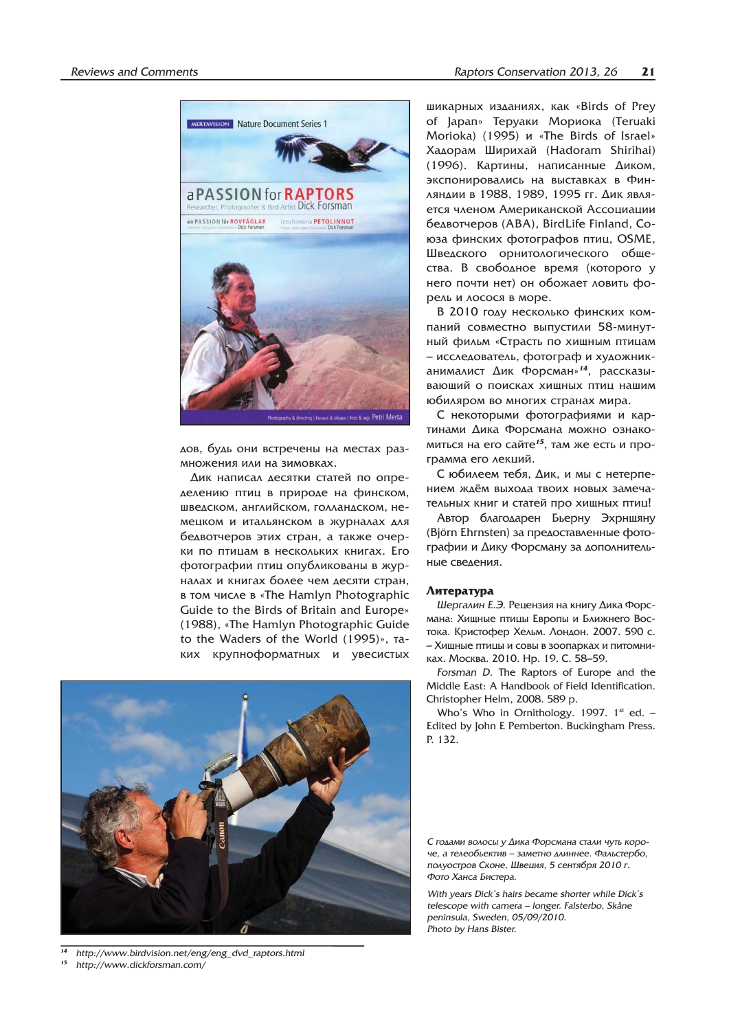дов, будь они встречены на местах размножения или на зимовках.

Дик написал десятки статей по определению птиц в природе на финском, шведском, английском, голландском, немецком и итальянском в журналах для бедвотчеров этих стран, а также очерки по птицам в нескольких книгах. Его фотографии птиц опубликованы в журналах и книгах более чем десяти стран, в том числе в «The Hamlyn Photographic Guide to the Birds of Britain and Europe» (1988), «The Hamlyn Photographic Guide to the Waders of the World (1995)», таких крупноформатных и увесистых шикарных изданиях, как «Birds of Prey of Japan» Теруаки Мориока (Teruaki Morioka) (1995) и «The Birds of Israel» Хадорам Ширихай (Hadoram Shirihai) (1996). Картины, написанные Диком, экспонировались на выставках в Финляндии в 1988, 1989, 1995 гг. Дик является членом Американской Ассоциации бедвотчеров (ABA), BirdLife Finland, Союза финских фотографов птиц, OSME, Шведского орнитологического общества. В свободное время (которого у него почти нет) он обожает ловить форель и лосося в море.

В 2010 году несколько финских компаний совместно выпустили 58-минутный фильм «Страсть по хищным птицам – исследователь, фотограф и художник-анималист Дик Форсман»[14], рассказывающий о поисках хищных птиц нашим юбиляром во многих странах мира.

С некоторыми фотографиями и картинами Дика Форсмана можно ознакомиться на его сайте[15], там же есть и программа его лекций.

С юбилеем тебя, Дик, и мы с нетерпением ждём выхода твоих новых замечательных книг и статей про хищных птиц!

Автор благодарен Бьерну Эхрнщяну (Björn Ehrnsten) за предоставленные фотографии и Дику Форсману за дополнительные сведения.

### Литература

*Шергалин Е.Э.* Рецензия на книгу Дика Форсмана: Хищные птицы Европы и Ближнего Востока. Кристофер Хельм. Лондон. 2007. 590 с. – Хищные птицы и совы в зоопарках и питомниках. Москва. 2010. Нр. 19. С. 58–59.

*Forsman D.* The Raptors of Europe and the Middle East: A Handbook of Field Identification. Christopher Helm, 2008. 589 p.

Who's Who in Ornithology. 1997. 1st ed. – Edited by John E Pemberton. Buckingham Press. P. 132.

*С годами волосы у Дика Форсмана стали чуть короче, а телеобъектив – заметно длиннее. Фальстербо, полуостров Сконе, Швеция, 5 сентября 2010 г. Фото Ханса Бистера.*

*With years Dick's hairs became shorter while Dick's telescope with camera – longer. Falsterbo, Skåne peninsula, Sweden, 05/09/2010. Photo by Hans Bister.*

[14] http://www.birdvision.net/eng/eng_dvd_raptors.html

[15] http://www.dickforsman.com/